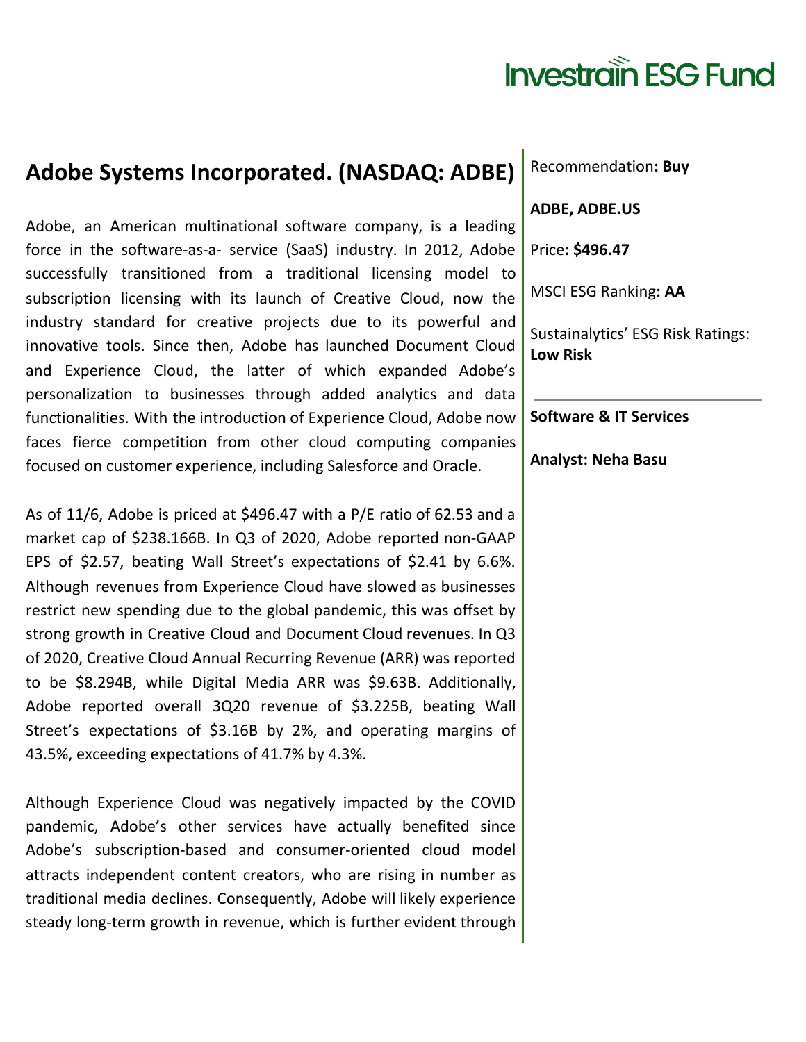# Investrain ESG Fund

## Adobe Systems Incorporated. (NASDAQ: ADBE)

Recommendation**: Buy**

**ADBE, ADBE.US**

Price**: $496.47**

MSCI ESG Ranking**: AA**

Sustainalytics' ESG Risk Ratings: **Low Risk**

**Software & IT Services**

**Analyst: Neha Basu**

Adobe, an American multinational software company, is a leading force in the software-as-a- service (SaaS) industry. In 2012, Adobe successfully transitioned from a traditional licensing model to subscription licensing with its launch of Creative Cloud, now the industry standard for creative projects due to its powerful and innovative tools. Since then, Adobe has launched Document Cloud and Experience Cloud, the latter of which expanded Adobe's personalization to businesses through added analytics and data functionalities. With the introduction of Experience Cloud, Adobe now faces fierce competition from other cloud computing companies focused on customer experience, including Salesforce and Oracle.

As of 11/6, Adobe is priced at $496.47 with a P/E ratio of 62.53 and a market cap of $238.166B. In Q3 of 2020, Adobe reported non-GAAP EPS of $2.57, beating Wall Street's expectations of $2.41 by 6.6%. Although revenues from Experience Cloud have slowed as businesses restrict new spending due to the global pandemic, this was offset by strong growth in Creative Cloud and Document Cloud revenues. In Q3 of 2020, Creative Cloud Annual Recurring Revenue (ARR) was reported to be $8.294B, while Digital Media ARR was $9.63B. Additionally, Adobe reported overall 3Q20 revenue of $3.225B, beating Wall Street's expectations of $3.16B by 2%, and operating margins of 43.5%, exceeding expectations of 41.7% by 4.3%.

Although Experience Cloud was negatively impacted by the COVID pandemic, Adobe's other services have actually benefited since Adobe's subscription-based and consumer-oriented cloud model attracts independent content creators, who are rising in number as traditional media declines. Consequently, Adobe will likely experience steady long-term growth in revenue, which is further evident through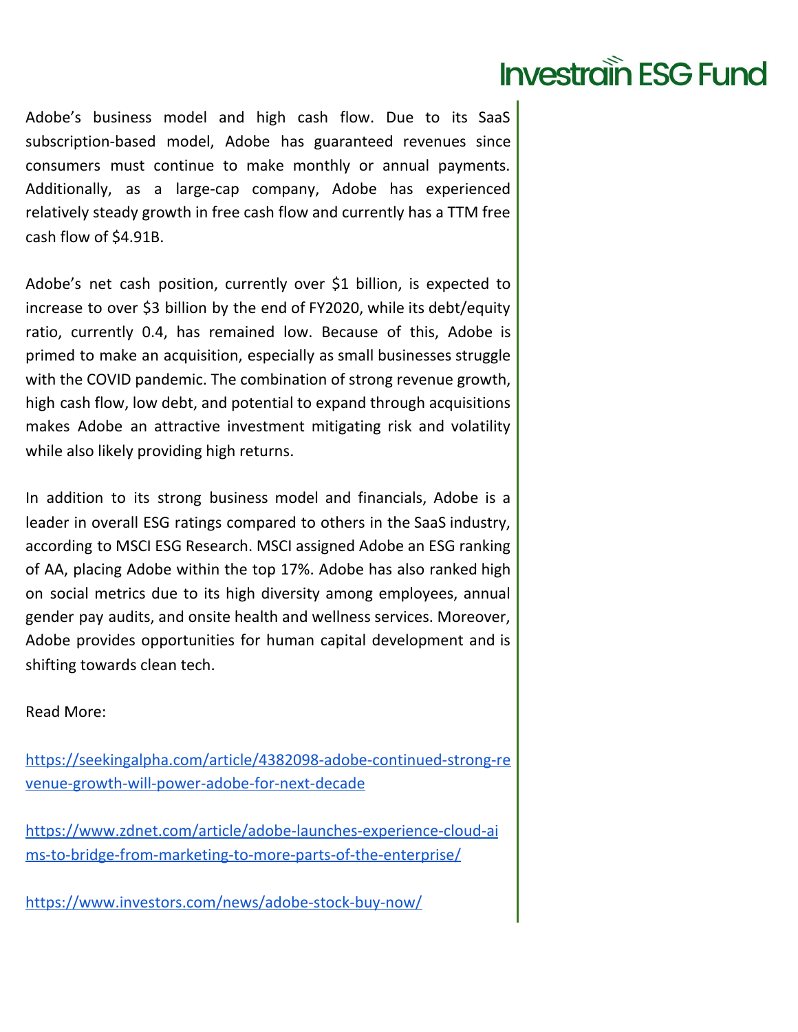Adobe's business model and high cash flow. Due to its SaaS subscription-based model, Adobe has guaranteed revenues since consumers must continue to make monthly or annual payments. Additionally, as a large-cap company, Adobe has experienced relatively steady growth in free cash flow and currently has a TTM free cash flow of $4.91B.

Adobe's net cash position, currently over $1 billion, is expected to increase to over $3 billion by the end of FY2020, while its debt/equity ratio, currently 0.4, has remained low. Because of this, Adobe is primed to make an acquisition, especially as small businesses struggle with the COVID pandemic. The combination of strong revenue growth, high cash flow, low debt, and potential to expand through acquisitions makes Adobe an attractive investment mitigating risk and volatility while also likely providing high returns.

In addition to its strong business model and financials, Adobe is a leader in overall ESG ratings compared to others in the SaaS industry, according to MSCI ESG Research. MSCI assigned Adobe an ESG ranking of AA, placing Adobe within the top 17%. Adobe has also ranked high on social metrics due to its high diversity among employees, annual gender pay audits, and onsite health and wellness services. Moreover, Adobe provides opportunities for human capital development and is shifting towards clean tech.

Read More:

https://seekingalpha.com/article/4382098-adobe-continued-strong-revenue-growth-will-power-adobe-for-next-decade

https://www.zdnet.com/article/adobe-launches-experience-cloud-aims-to-bridge-from-marketing-to-more-parts-of-the-enterprise/

https://www.investors.com/news/adobe-stock-buy-now/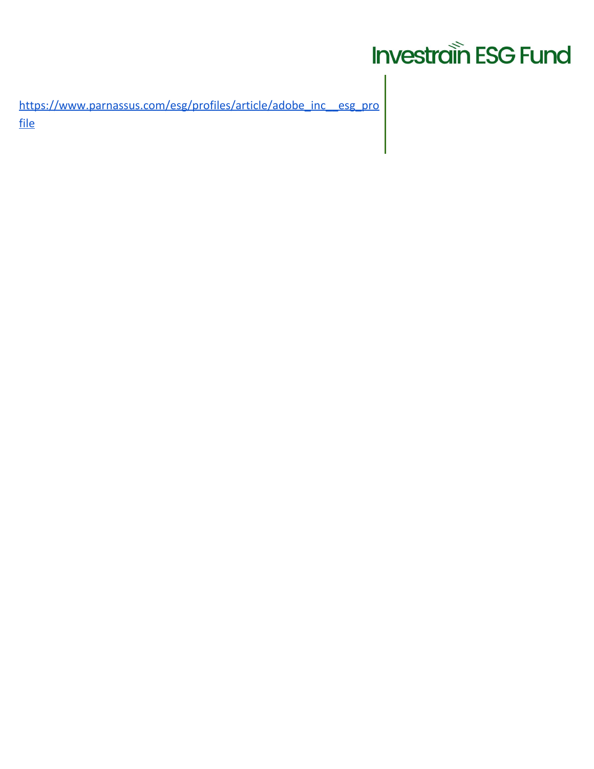https://www.parnassus.com/esg/profiles/article/adobe_inc__esg_profile